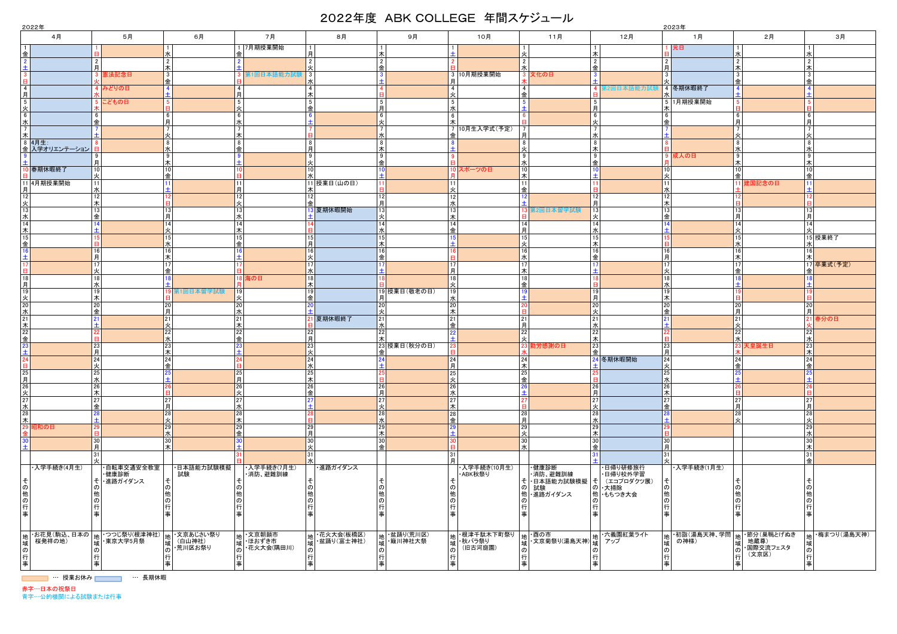# 2022年度 ABK COLLEGE 年間スケジュール

2022年 / 2023年

| 日 | 4月 | 5月 | 6月 | 7月 | 8月 | 9月 | 10月 | 11月 | 12月 | 1月 | 2月 | 3月 |
|---|---|---|---|---|---|---|---|---|---|---|---|---|
| 1 | 金 | 日 | 水 | 金 7月期授業開始 | 月 | 木 | 土 | 火 | 木 | 日 元日 | 水 | 水 |
| 2 | 土 | 月 | 木 | 土 | 火 | 金 | 日 | 水 | 金 | 月 | 木 | 木 |
| 3 | 日 | 火 憲法記念日 | 金 | 日 第1回日本語能力試験 | 水 | 土 | 月 10月期授業開始 | 木 文化の日 | 土 | 火 | 金 | 金 |
| 4 | 月 | 水 みどりの日 | 土 | 月 | 木 | 日 | 火 | 金 | 日 第2回日本語能力試験 | 水 冬期休暇終了 | 土 | 土 |
| 5 | 火 | 木 こどもの日 | 日 | 火 | 金 | 月 | 水 | 土 | 月 | 木 1月期授業開始 | 日 | 日 |
| 6 | 水 | 金 | 月 | 水 | 土 | 火 | 木 | 日 | 火 | 金 | 月 | 月 |
| 7 | 木 | 土 | 火 | 木 | 日 | 水 | 金 10月生入学式（予定） | 月 | 水 | 土 | 火 | 火 |
| 8 | 金 4月生 入学オリエンテーション | 日 | 水 | 金 | 月 | 木 | 土 | 火 | 木 | 日 | 水 | 水 |
| 9 | 土 | 月 | 木 | 土 | 火 | 金 | 日 | 水 | 金 | 月 成人の日 | 木 | 木 |
| 10 | 日 春期休暇終了 | 火 | 金 | 日 | 水 | 土 | 月 スポーツの日 | 木 | 土 | 火 | 金 | 金 |
| 11 | 月 4月期授業開始 | 水 | 土 | 月 | 木 授業日（山の日） | 日 | 火 | 金 | 日 | 水 | 土 建国記念の日 | 土 |
| 12 | 火 | 木 | 日 | 火 | 金 | 月 | 水 | 土 | 月 | 木 | 日 | 日 |
| 13 | 水 | 金 | 月 | 水 | 土 夏期休暇開始 | 火 | 木 | 日 第2回日本留学試験 | 火 | 金 | 月 | 月 |
| 14 | 木 | 土 | 火 | 木 | 日 | 水 | 金 | 月 | 水 | 土 | 火 | 火 |
| 15 | 金 | 日 | 水 | 金 | 月 | 木 | 土 | 火 | 木 | 日 | 水 | 水 授業終了 |
| 16 | 土 | 月 | 木 | 土 | 火 | 金 | 日 | 水 | 金 | 月 | 木 | 木 |
| 17 | 日 | 火 | 金 | 日 | 水 | 土 | 月 | 木 | 土 | 火 | 金 | 金 卒業式（予定） |
| 18 | 月 | 水 | 土 | 月 海の日 | 木 | 日 | 火 | 金 | 日 | 水 | 土 | 土 |
| 19 | 火 | 木 | 日 第1回日本留学試験 | 火 | 金 | 月 授業日（敬老の日） | 水 | 土 | 月 | 木 | 日 | 日 |
| 20 | 水 | 金 | 月 | 水 | 土 | 火 | 木 | 日 | 火 | 金 | 月 | 月 |
| 21 | 木 | 土 | 火 | 木 | 日 夏期休暇終了 | 水 | 金 | 月 | 水 | 土 | 火 | 火 春分の日 |
| 22 | 金 | 日 | 水 | 金 | 月 | 木 | 土 | 火 | 木 | 日 | 水 | 水 |
| 23 | 土 | 月 | 木 | 土 | 火 | 金 授業日（秋分の日） | 日 | 水 勤労感謝の日 | 金 | 月 | 木 天皇誕生日 | 木 |
| 24 | 日 | 火 | 金 | 日 | 水 | 土 | 月 | 木 | 土 冬期休暇開始 | 火 | 金 | 金 |
| 25 | 月 | 水 | 土 | 月 | 木 | 日 | 火 | 金 | 日 | 水 | 土 | 土 |
| 26 | 火 | 木 | 日 | 火 | 金 | 月 | 水 | 土 | 月 | 木 | 日 | 日 |
| 27 | 水 | 金 | 月 | 水 | 土 | 火 | 木 | 日 | 火 | 金 | 月 | 月 |
| 28 | 木 | 土 | 火 | 木 | 日 | 水 | 金 | 月 | 水 | 土 | 火 | 火 |
| 29 | 金 昭和の日 | 日 | 水 | 金 | 月 | 木 | 土 | 火 | 木 | 日 | | 水 |
| 30 | 土 | 月 | 木 | 土 | 火 | 金 | 日 | 水 | 金 | 月 | | 木 |
| 31 | | 火 | | 日 | 水 | | 月 | | 土 | 火 | | 金 |
| その他の行事 | ・入学手続き(4月生) | ・自転車交通安全教室<br>・健康診断<br>・進路ガイダンス | ・日本語能力試験模擬試験 | ・入学手続き(7月生)<br>・消防、避難訓練 | ・進路ガイダンス | | ・入学手続き(10月生)<br>・ABK秋祭り | ・健康診断<br>・消防、避難訓練<br>・日本語能力試験模擬試験<br>・進路ガイダンス | ・日帰り研修旅行<br>・日帰り校外学習（エコプロダクツ展）<br>・大掃除<br>・もちつき大会 | ・入学手続き(1月生) | | |
| 地域の行事 | ・お花見(駒込、日本の桜発祥の地) | ・つつじ祭り(根津神社)<br>・東京大学5月祭 | ・文京あじさい祭り(白山神社)<br>・荒川区お祭り | ・文京朝顔市<br>・ほおずき市<br>・花火大会(隅田川) | ・花火大会(板橋区)<br>・盆踊り(富士神社) | ・盆踊り(荒川区)<br>・簸川神社大祭 | ・根津千駄木下町祭り<br>・秋バラ祭り（旧古河庭園） | ・酉の市<br>・文京菊祭り(湯島天神) | ・六義園紅葉ライトアップ | ・初詣（湯島天神、学問の神様） | ・節分（巣鴨とげぬき地蔵尊）<br>・国際交流フェスタ（文京区） | ・梅まつり(湯島天神) |

… 授業お休み　… 長期休暇

赤字…日本の祝祭日
青字…公的機関による試験または行事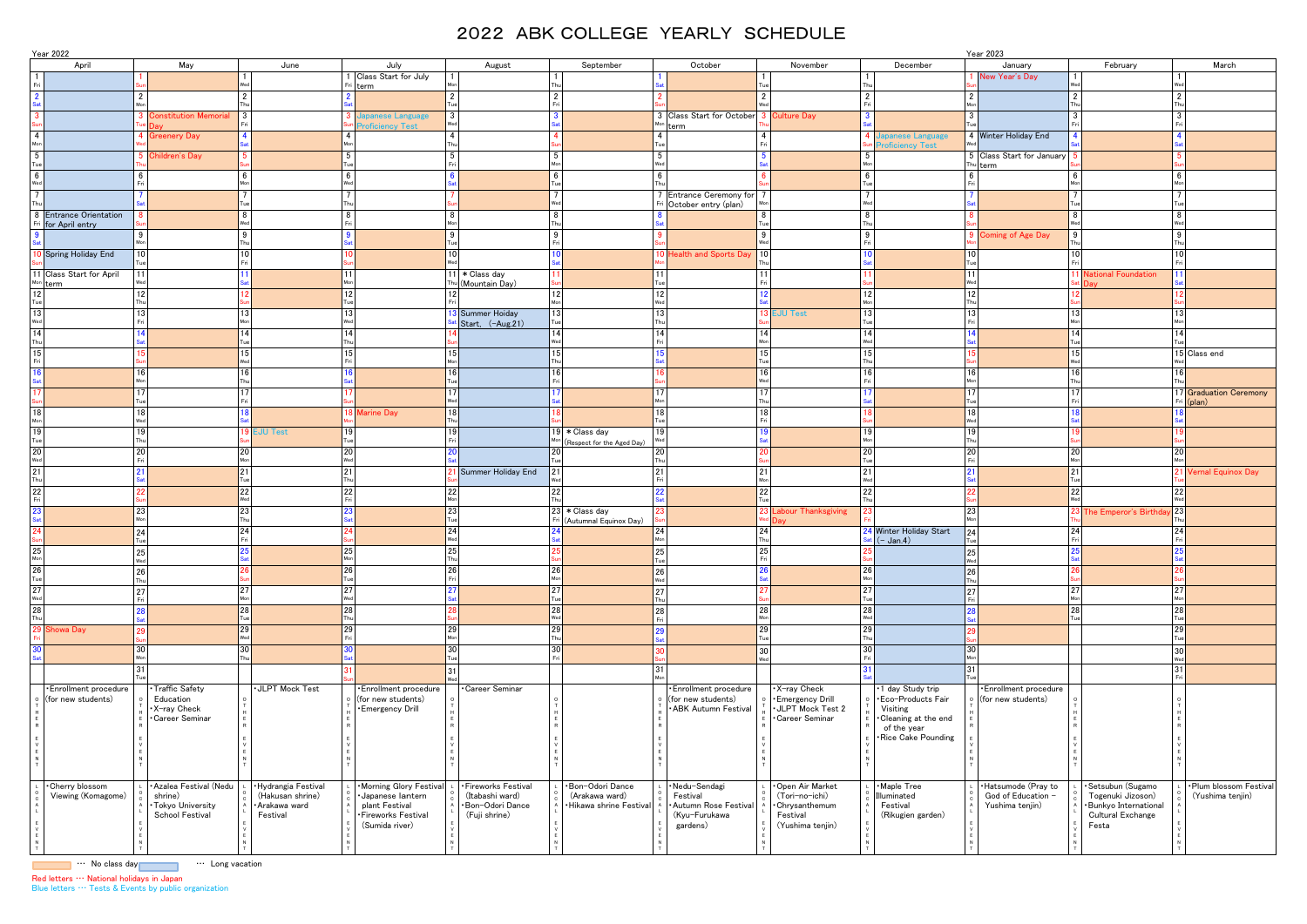# 2022 ABK COLLEGE YEARLY SCHEDULE

| Day | April (Year 2022) | May | June | July | August | September | October | November | December | January (Year 2023) | February | March |
|---|---|---|---|---|---|---|---|---|---|---|---|---|
| 1 | Fri | Sun | Wed | Fri Class Start for July term | Mon | Thu | Sat | Tue | Thu | Sun New Year's Day | Wed | Wed |
| 2 | Sat | Mon | Thu | Sat | Tue | Fri | Sun | Wed | Fri | Mon | Thu | Thu |
| 3 | Sun | Tue Constitution Memorial Day | Fri | Sun Japanese Language Proficiency Test | Wed | Sat | Mon Class Start for October term | Thu Culture Day | Sat | Tue | Fri | Fri |
| 4 | Mon | Wed Greenery Day | Sat | Mon | Thu | Sun | Tue | Fri | Sun Japanese Language Proficiency Test | Wed Winter Holiday End | Sat | Sat |
| 5 | Tue | Thu Children's Day | Sun | Tue | Fri | Mon | Wed | Sat | Mon | Thu Class Start for January term | Sun | Sun |
| 6 | Wed | Fri | Mon | Wed | Sat | Tue | Thu | Sun | Tue | Fri | Mon | Mon |
| 7 | Thu | Sat | Tue | Thu | Sun | Wed | Fri Entrance Ceremony for October entry (plan) | Mon | Wed | Sat | Tue | Tue |
| 8 | Fri Entrance Orientation for April entry | Sun | Wed | Fri | Mon | Thu | Sat | Tue | Thu | Sun | Wed | Wed |
| 9 | Sat | Mon | Thu | Sat | Tue | Fri | Sun | Wed | Fri | Mon Coming of Age Day | Thu | Thu |
| 10 | Sun Spring Holiday End | Tue | Fri | Sun | Wed | Sat | Mon Health and Sports Day | Thu | Sat | Tue | Fri | Fri |
| 11 | Mon Class Start for April term | Wed | Sat | Mon | Thu ＊Class day (Mountain Day) | Sun | Tue | Fri | Sun | Wed | Sat National Foundation Day | Sat |
| 12 | Tue | Thu | Sun | Tue | Fri | Mon | Wed | Sat | Mon | Thu | Sun | Sun |
| 13 | Wed | Fri | Mon | Wed | Sat Summer Hoiday Start. (~Aug.21) | Tue | Thu | Sun EJU Test | Tue | Fri | Mon | Mon |
| 14 | Thu | Sat | Tue | Thu | Sun | Wed | Fri | Mon | Wed | Sat | Tue | Tue |
| 15 | Fri | Sun | Wed | Fri | Mon | Thu | Sat | Tue | Thu | Sun | Wed | Wed Class end |
| 16 | Sat | Mon | Thu | Sat | Tue | Fri | Sun | Wed | Fri | Mon | Thu | Thu |
| 17 | Sun | Tue | Fri | Sun | Wed | Sat | Mon | Thu | Sat | Tue | Fri | Fri Graduation Ceremony (plan) |
| 18 | Mon | Wed | Sat | Mon Marine Day | Thu | Sun | Tue | Fri | Sun | Wed | Sat | Sat |
| 19 | Tue | Thu | Sun EJU Test | Tue | Fri | Mon ＊Class day (Respect for the Aged Day) | Wed | Sat | Mon | Thu | Sun | Sun |
| 20 | Wed | Fri | Mon | Wed | Sat | Tue | Thu | Sun | Tue | Fri | Mon | Mon |
| 21 | Thu | Sat | Tue | Thu | Sun Summer Holiday End | Wed | Fri | Mon | Wed | Sat | Tue | Tue Vernal Equinox Day |
| 22 | Fri | Sun | Wed | Fri | Mon | Thu | Sat | Tue | Thu | Sun | Wed | Wed |
| 23 | Sat | Mon | Thu | Sat | Tue | Fri ＊Class day (Autumnal Equinox Day) | Sun | Wed Labour Thanksgiving Day | Fri | Mon | Thu The Emperor's Birthday | Thu |
| 24 | Sun | Tue | Fri | Sun | Wed | Sat | Mon | Thu | Sat Winter Holiday Start (~ Jan.4) | Tue | Fri | Fri |
| 25 | Mon | Wed | Sat | Mon | Thu | Sun | Tue | Fri | Sun | Wed | Sat | Sat |
| 26 | Tue | Thu | Sun | Tue | Fri | Mon | Wed | Sat | Mon | Thu | Sun | Sun |
| 27 | Wed | Fri | Mon | Wed | Sat | Tue | Thu | Sun | Tue | Fri | Mon | Mon |
| 28 | Thu | Sat | Tue | Thu | Sun | Wed | Fri | Mon | Wed | Sat | Tue | Tue |
| 29 | Fri Showa Day | Sun | Wed | Fri | Mon | Thu | Sat | Tue | Thu | Sun | | Wed |
| 30 | Sat | Mon | Thu | Sat | Tue | Fri | Sun | Wed | Fri | Mon | | Thu |
| 31 | | Tue | | Sun | Wed | | Mon | | Sat | Tue | | Fri |
| OTHER EVENT | ・Enrollment procedure (for new students) | ・Traffic Safety Education ・X-ray Check ・Career Seminar | ・JLPT Mock Test | ・Enrollment procedure (for new students) ・Emergency Drill | ・Career Seminar | | ・Enrollment procedure (for new students) ・ABK Autumn Festival | ・X-ray Check ・Emergency Drill ・JLPT Mock Test 2 ・Career Seminar | ・1 day Study trip ・Eco-Products Fair Visiting ・Cleaning at the end of the year ・Rice Cake Pounding | ・Enrollment procedure (for new students) | | |
| LOCAL EVENT | ・Cherry blossom Viewing (Komagome) | ・Azalea Festival (Nedu shrine) ・Tokyo University School Festival | ・Hydrangia Festival (Hakusan shrine) ・Arakawa ward Festival | ・Morning Glory Festival ・Japanese lantern plant Festival ・Fireworks Festival (Sumida river) | ・Fireworks Festival (Itabashi ward) ・Bon-Odori Dance (Fuji shrine) | ・Bon-Odori Dance (Arakawa ward) ・Hikawa shrine Festival | ・Nedu-Sendagi Festival ・Autumn Rose Festival (Kyu-Furukawa gardens) | ・Open Air Market (Tori-no-ichi) ・Chrysanthemum Festival (Yushima tenjin) | ・Maple Tree Illuminated Festival (Rikugien garden) | ・Hatsumode (Pray to God of Education － Yushima tenjin) | ・Setsubun (Sugamo Togenuki Jizoson) ・Bunkyo International Cultural Exchange Festa | ・Plum blossom Festival (Yushima tenjin) |

… No class day　　… Long vacation

Red letters … National holidays in Japan

Blue letters … Tests & Events by public organization